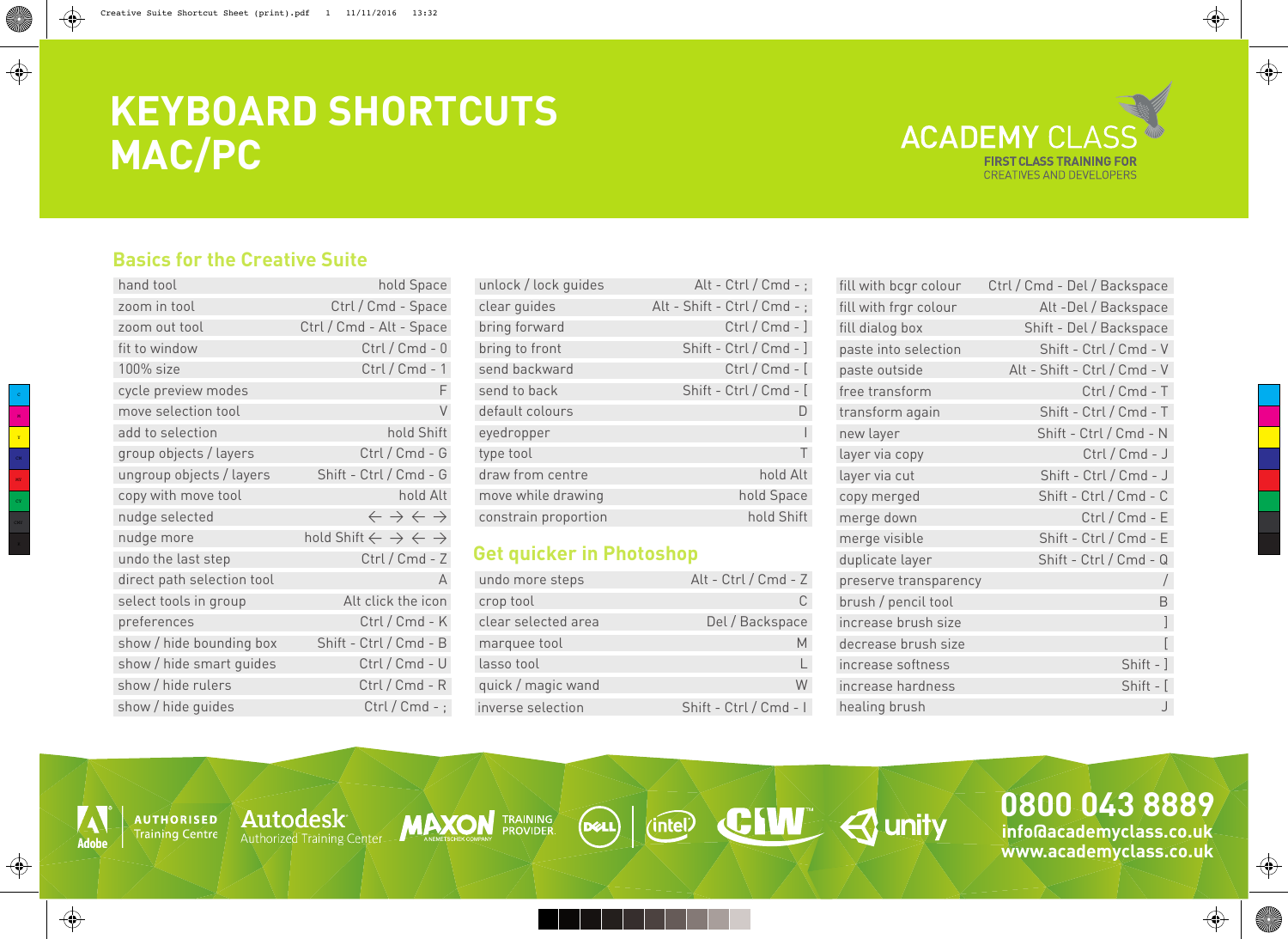# KEYBOARD SHORTCUTS MAC/PC

ACADEMY CLASS
FIRST CLASS TRAINING FOR
CREATIVES AND DEVELOPERS

## Basics for the Creative Suite

| | |
|---|---|
| hand tool | hold Space |
| zoom in tool | Ctrl / Cmd - Space |
| zoom out tool | Ctrl / Cmd - Alt - Space |
| fit to window | Ctrl / Cmd - 0 |
| 100% size | Ctrl / Cmd - 1 |
| cycle preview modes | F |
| move selection tool | V |
| add to selection | hold Shift |
| group objects / layers | Ctrl / Cmd - G |
| ungroup objects / layers | Shift - Ctrl / Cmd - G |
| copy with move tool | hold Alt |
| nudge selected | ← → ← → |
| nudge more | hold Shift ← → ← → |
| undo the last step | Ctrl / Cmd - Z |
| direct path selection tool | A |
| select tools in group | Alt click the icon |
| preferences | Ctrl / Cmd - K |
| show / hide bounding box | Shift - Ctrl / Cmd - B |
| show / hide smart guides | Ctrl / Cmd - U |
| show / hide rulers | Ctrl / Cmd - R |
| show / hide guides | Ctrl / Cmd - ; |
| unlock / lock guides | Alt - Ctrl / Cmd - ; |
| clear guides | Alt - Shift - Ctrl / Cmd - ; |
| bring forward | Ctrl / Cmd - ] |
| bring to front | Shift - Ctrl / Cmd - ] |
| send backward | Ctrl / Cmd - [ |
| send to back | Shift - Ctrl / Cmd - [ |
| default colours | D |
| eyedropper | I |
| type tool | T |
| draw from centre | hold Alt |
| move while drawing | hold Space |
| constrain proportion | hold Shift |

## Get quicker in Photoshop

| | |
|---|---|
| undo more steps | Alt - Ctrl / Cmd - Z |
| crop tool | C |
| clear selected area | Del / Backspace |
| marquee tool | M |
| lasso tool | L |
| quick / magic wand | W |
| inverse selection | Shift - Ctrl / Cmd - I |
| fill with bcgr colour | Ctrl / Cmd - Del / Backspace |
| fill with frgr colour | Alt -Del / Backspace |
| fill dialog box | Shift - Del / Backspace |
| paste into selection | Shift - Ctrl / Cmd - V |
| paste outside | Alt - Shift - Ctrl / Cmd - V |
| free transform | Ctrl / Cmd - T |
| transform again | Shift - Ctrl / Cmd - T |
| new layer | Shift - Ctrl / Cmd - N |
| layer via copy | Ctrl / Cmd - J |
| layer via cut | Shift - Ctrl / Cmd - J |
| copy merged | Shift - Ctrl / Cmd - C |
| merge down | Ctrl / Cmd - E |
| merge visible | Shift - Ctrl / Cmd - E |
| duplicate layer | Shift - Ctrl / Cmd - Q |
| preserve transparency | / |
| brush / pencil tool | B |
| increase brush size | ] |
| decrease brush size | [ |
| increase softness | Shift - ] |
| increase hardness | Shift - [ |
| healing brush | J |

Adobe AUTHORISED Training Centre | Autodesk Authorized Training Center | MAXON TRAINING PROVIDER | DELL | intel | CIW | unity

**0800 043 8889**
info@academyclass.co.uk
www.academyclass.co.uk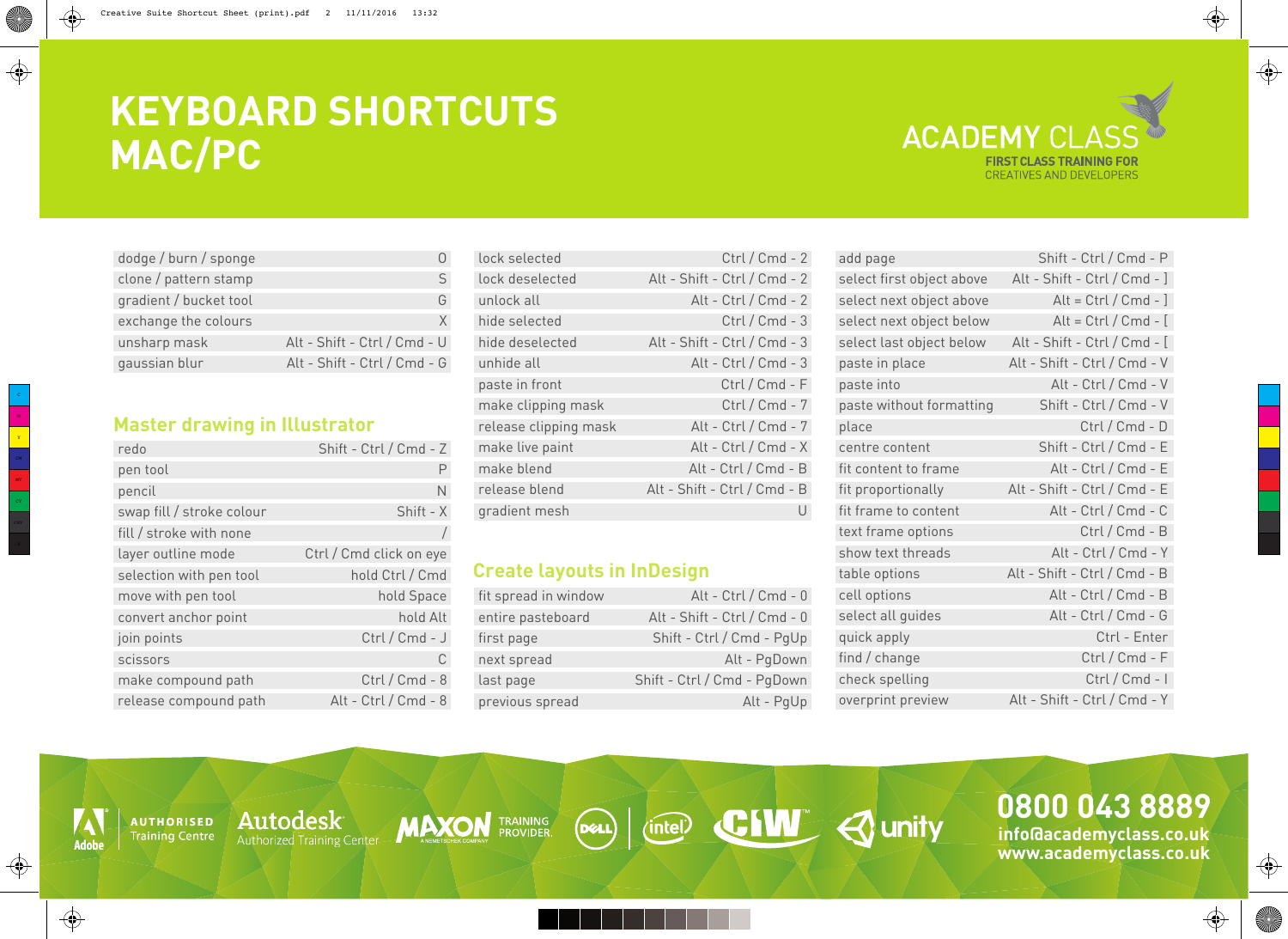# KEYBOARD SHORTCUTS MAC/PC

ACADEMY CLASS
FIRST CLASS TRAINING FOR CREATIVES AND DEVELOPERS

| | |
|---|---|
| dodge / burn / sponge | O |
| clone / pattern stamp | S |
| gradient / bucket tool | G |
| exchange the colours | X |
| unsharp mask | Alt - Shift - Ctrl / Cmd - U |
| gaussian blur | Alt - Shift - Ctrl / Cmd - G |

## Master drawing in Illustrator

| | |
|---|---|
| redo | Shift - Ctrl / Cmd - Z |
| pen tool | P |
| pencil | N |
| swap fill / stroke colour | Shift - X |
| fill / stroke with none | / |
| layer outline mode | Ctrl / Cmd click on eye |
| selection with pen tool | hold Ctrl / Cmd |
| move with pen tool | hold Space |
| convert anchor point | hold Alt |
| join points | Ctrl / Cmd - J |
| scissors | C |
| make compound path | Ctrl / Cmd - 8 |
| release compound path | Alt - Ctrl / Cmd - 8 |
| lock selected | Ctrl / Cmd - 2 |
| lock deselected | Alt - Shift - Ctrl / Cmd - 2 |
| unlock all | Alt - Ctrl / Cmd - 2 |
| hide selected | Ctrl / Cmd - 3 |
| hide deselected | Alt - Shift - Ctrl / Cmd - 3 |
| unhide all | Alt - Ctrl / Cmd - 3 |
| paste in front | Ctrl / Cmd - F |
| make clipping mask | Ctrl / Cmd - 7 |
| release clipping mask | Alt - Ctrl / Cmd - 7 |
| make live paint | Alt - Ctrl / Cmd - X |
| make blend | Alt - Ctrl / Cmd - B |
| release blend | Alt - Shift - Ctrl / Cmd - B |
| gradient mesh | U |

## Create layouts in InDesign

| | |
|---|---|
| fit spread in window | Alt - Ctrl / Cmd - 0 |
| entire pasteboard | Alt - Shift - Ctrl / Cmd - 0 |
| first page | Shift - Ctrl / Cmd - PgUp |
| next spread | Alt - PgDown |
| last page | Shift - Ctrl / Cmd - PgDown |
| previous spread | Alt - PgUp |
| add page | Shift - Ctrl / Cmd - P |
| select first object above | Alt - Shift - Ctrl / Cmd - ] |
| select next object above | Alt = Ctrl / Cmd - ] |
| select next object below | Alt = Ctrl / Cmd - [ |
| select last object below | Alt - Shift - Ctrl / Cmd - [ |
| paste in place | Alt - Shift - Ctrl / Cmd - V |
| paste into | Alt - Ctrl / Cmd - V |
| paste without formatting | Shift - Ctrl / Cmd - V |
| place | Ctrl / Cmd - D |
| centre content | Shift - Ctrl / Cmd - E |
| fit content to frame | Alt - Ctrl / Cmd - E |
| fit proportionally | Alt - Shift - Ctrl / Cmd - E |
| fit frame to content | Alt - Ctrl / Cmd - C |
| text frame options | Ctrl / Cmd - B |
| show text threads | Alt - Ctrl / Cmd - Y |
| table options | Alt - Shift - Ctrl / Cmd - B |
| cell options | Alt - Ctrl / Cmd - B |
| select all guides | Alt - Ctrl / Cmd - G |
| quick apply | Ctrl - Enter |
| find / change | Ctrl / Cmd - F |
| check spelling | Ctrl / Cmd - I |
| overprint preview | Alt - Shift - Ctrl / Cmd - Y |

Adobe AUTHORISED Training Centre · Autodesk Authorized Training Center · MAXON TRAINING PROVIDER · DELL · intel · CIW · unity

0800 043 8889
info@academyclass.co.uk
www.academyclass.co.uk